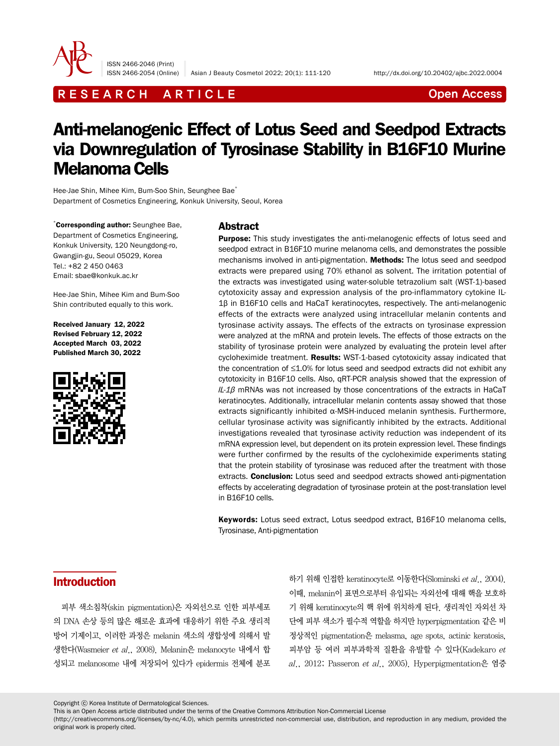RESEARCH ARTICLE

Open Access

# Anti-melanogenic Effect of Lotus Seed and Seedpod Extracts via Downregulation of Tyrosinase Stability in B16F10 Murine Melanoma Cells

Hee-Jae Shin, Mihee Kim, Bum-Soo Shin, Seunghee Bae*

Department of Cosmetics Engineering, Konkuk University, Seoul, Korea

***Corresponding author:** Seunghee Bae, Department of Cosmetics Engineering, Konkuk University, 120 Neungdong-ro, Gwangjin-gu, Seoul 05029, Korea
Tel.: +82 2 450 0463
Email: sbae@konkuk.ac.kr

Hee-Jae Shin, Mihee Kim and Bum-Soo Shin contributed equally to this work.

**Received January 12, 2022**
**Revised February 12, 2022**
**Accepted March 03, 2022**
**Published March 30, 2022**

## Abstract

**Purpose:** This study investigates the anti-melanogenic effects of lotus seed and seedpod extract in B16F10 murine melanoma cells, and demonstrates the possible mechanisms involved in anti-pigmentation. **Methods:** The lotus seed and seedpod extracts were prepared using 70% ethanol as solvent. The irritation potential of the extracts was investigated using water-soluble tetrazolium salt (WST-1)-based cytotoxicity assay and expression analysis of the pro-inflammatory cytokine IL-1β in B16F10 cells and HaCaT keratinocytes, respectively. The anti-melanogenic effects of the extracts were analyzed using intracellular melanin contents and tyrosinase activity assays. The effects of the extracts on tyrosinase expression were analyzed at the mRNA and protein levels. The effects of those extracts on the stability of tyrosinase protein were analyzed by evaluating the protein level after cycloheximide treatment. **Results:** WST-1-based cytotoxicity assay indicated that the concentration of ≤1.0% for lotus seed and seedpod extracts did not exhibit any cytotoxicity in B16F10 cells. Also, qRT-PCR analysis showed that the expression of *IL-1β* mRNAs was not increased by those concentrations of the extracts in HaCaT keratinocytes. Additionally, intracellular melanin contents assay showed that those extracts significantly inhibited α-MSH-induced melanin synthesis. Furthermore, cellular tyrosinase activity was significantly inhibited by the extracts. Additional investigations revealed that tyrosinase activity reduction was independent of its mRNA expression level, but dependent on its protein expression level. These findings were further confirmed by the results of the cycloheximide experiments stating that the protein stability of tyrosinase was reduced after the treatment with those extracts. **Conclusion:** Lotus seed and seedpod extracts showed anti-pigmentation effects by accelerating degradation of tyrosinase protein at the post-translation level in B16F10 cells.

**Keywords:** Lotus seed extract, Lotus seedpod extract, B16F10 melanoma cells, Tyrosinase, Anti-pigmentation

## Introduction

피부 색소침착(skin pigmentation)은 자외선으로 인한 피부세포의 DNA 손상 등의 많은 해로운 효과에 대응하기 위한 주요 생리적 방어 기제이고, 이러한 과정은 melanin 색소의 생합성에 의해서 발생한다(Wasmeier *et al*., 2008). Melanin은 melanocyte 내에서 합성되고 melanosome 내에 저장되어 있다가 epidermis 전체에 분포하기 위해 인접한 keratinocyte로 이동한다(Slominski *et al*., 2004). 이때, melanin이 표면으로부터 유입되는 자외선에 대해 핵을 보호하기 위해 keratinocyte의 핵 위에 위치하게 된다. 생리적인 자외선 차단에 피부 색소가 필수적 역할을 하지만 hyperpigmentation 같은 비정상적인 pigmentation은 melasma, age spots, actinic keratosis, 피부암 등 여러 피부과학적 질환을 유발할 수 있다(Kadekaro *et al*., 2012; Passeron *et al*., 2005). Hyperpigmentation은 염증

Copyright ⓒ Korea Institute of Dermatological Sciences.
This is an Open Access article distributed under the terms of the Creative Commons Attribution Non-Commercial License (http://creativecommons.org/licenses/by-nc/4.0), which permits unrestricted non-commercial use, distribution, and reproduction in any medium, provided the original work is properly cited.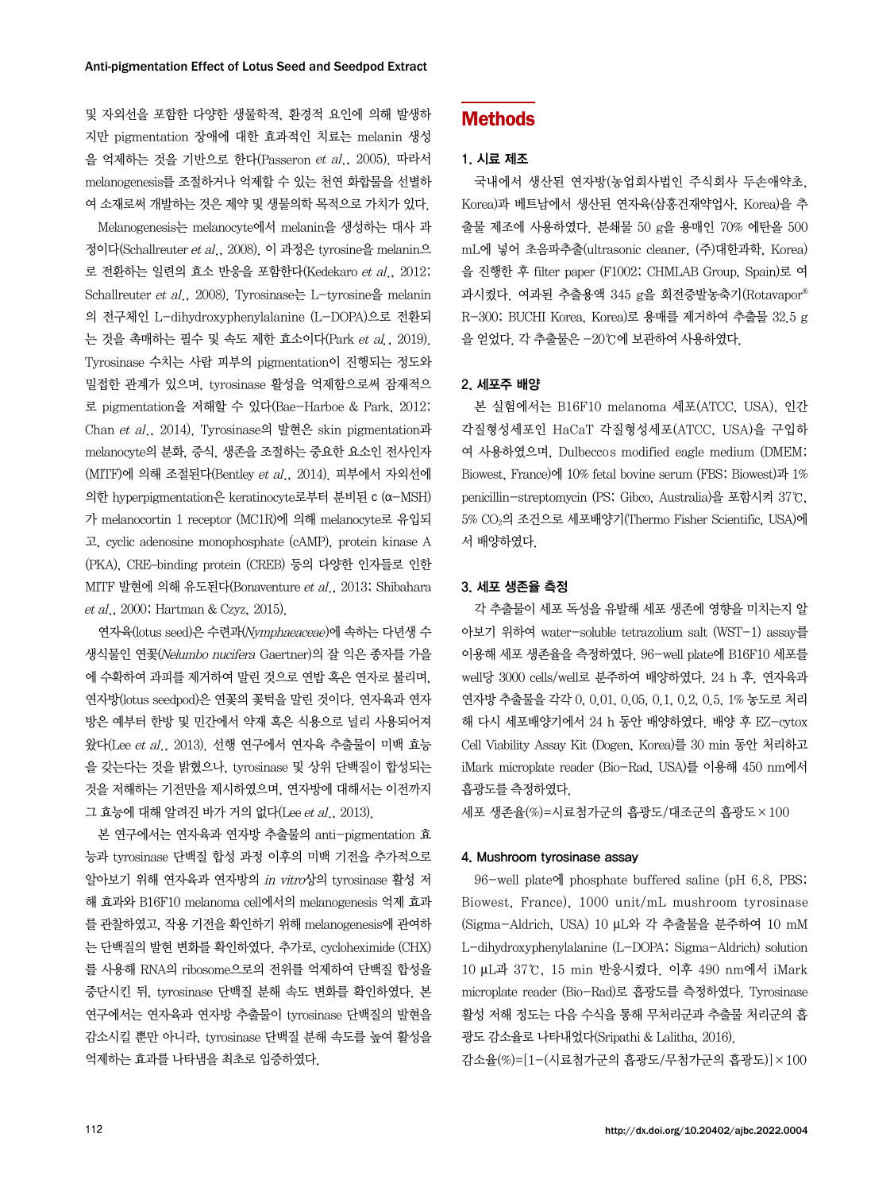및 자외선을 포함한 다양한 생물학적, 환경적 요인에 의해 발생하지만 pigmentation 장애에 대한 효과적인 치료는 melanin 생성을 억제하는 것을 기반으로 한다(Passeron *et al*., 2005). 따라서 melanogenesis를 조절하거나 억제할 수 있는 천연 화합물을 선별하여 소재로써 개발하는 것은 제약 및 생물의학 목적으로 가치가 있다.

Melanogenesis는 melanocyte에서 melanin을 생성하는 대사 과정이다(Schallreuter *et al*., 2008). 이 과정은 tyrosine을 melanin으로 전환하는 일련의 효소 반응을 포함한다(Kedekaro *et al*., 2012; Schallreuter *et al*., 2008). Tyrosinase는 L-tyrosine을 melanin의 전구체인 L-dihydroxyphenylalanine (L-DOPA)으로 전환되는 것을 촉매하는 필수 및 속도 제한 효소이다(Park *et al*., 2019). Tyrosinase 수치는 사람 피부의 pigmentation이 진행되는 정도와 밀접한 관계가 있으며, tyrosinase 활성을 억제함으로써 잠재적으로 pigmentation을 저해할 수 있다(Bae-Harboe & Park, 2012; Chan *et al*., 2014). Tyrosinase의 발현은 skin pigmentation과 melanocyte의 분화, 증식, 생존을 조절하는 중요한 요소인 전사인자 (MITF)에 의해 조절된다(Bentley *et al*., 2014). 피부에서 자외선에 의한 hyperpigmentation은 keratinocyte로부터 분비된 c (α-MSH)가 melanocortin 1 receptor (MC1R)에 의해 melanocyte로 유입되고, cyclic adenosine monophosphate (cAMP), protein kinase A (PKA), CRE-binding protein (CREB) 등의 다양한 인자들로 인한 MITF 발현에 의해 유도된다(Bonaventure *et al*., 2013; Shibahara *et al*., 2000; Hartman & Czyz, 2015).

연자육(lotus seed)은 수련과(*Nymphaeaceae*)에 속하는 다년생 수생식물인 연꽃(*Nelumbo nucifera* Gaertner)의 잘 익은 종자를 가을에 수확하여 과피를 제거하여 말린 것으로 연밥 혹은 연자로 불리며, 연자방(lotus seedpod)은 연꽃의 꽃턱을 말린 것이다. 연자육과 연자방은 예부터 한방 및 민간에서 약재 혹은 식용으로 널리 사용되어져 왔다(Lee *et al*., 2013). 선행 연구에서 연자육 추출물이 미백 효능을 갖는다는 것을 밝혔으나, tyrosinase 및 상위 단백질이 합성되는 것을 저해하는 기전만을 제시하였으며, 연자방에 대해서는 이전까지 그 효능에 대해 알려진 바가 거의 없다(Lee *et al*., 2013).

본 연구에서는 연자육과 연자방 추출물의 anti-pigmentation 효능과 tyrosinase 단백질 합성 과정 이후의 미백 기전을 추가적으로 알아보기 위해 연자육과 연자방의 *in vitro*상의 tyrosinase 활성 저해 효과와 B16F10 melanoma cell에서의 melanogenesis 억제 효과를 관찰하였고, 작용 기전을 확인하기 위해 melanogenesis에 관여하는 단백질의 발현 변화를 확인하였다. 추가로, cycloheximide (CHX)를 사용해 RNA의 ribosome으로의 전위를 억제하여 단백질 합성을 중단시킨 뒤, tyrosinase 단백질 분해 속도 변화를 확인하였다. 본 연구에서는 연자육과 연자방 추출물이 tyrosinase 단백질의 발현을 감소시킬 뿐만 아니라, tyrosinase 단백질 분해 속도를 높여 활성을 억제하는 효과를 나타냄을 최초로 입증하였다.

## Methods

### 1. 시료 제조

국내에서 생산된 연자방(농업회사법인 주식회사 두손애약초, Korea)과 베트남에서 생산된 연자육(삼홍건재약업사, Korea)을 추출물 제조에 사용하였다. 분쇄물 50 g을 용매인 70% 에탄올 500 mL에 넣어 초음파추출(ultrasonic cleaner, (주)대한과학, Korea)을 진행한 후 filter paper (F1002; CHMLAB Group, Spain)로 여과시켰다. 여과된 추출용액 345 g을 회전증발농축기(Rotavapor® R-300; BUCHI Korea, Korea)로 용매를 제거하여 추출물 32.5 g을 얻었다. 각 추출물은 -20℃에 보관하여 사용하였다.

### 2. 세포주 배양

본 실험에서는 B16F10 melanoma 세포(ATCC, USA), 인간 각질형성세포인 HaCaT 각질형성세포(ATCC, USA)을 구입하여 사용하였으며, Dulbeccos modified eagle medium (DMEM; Biowest, France)에 10% fetal bovine serum (FBS; Biowest)과 1% penicillin-streptomycin (PS; Gibco, Australia)을 포함시켜 37℃, 5% $CO_2$의 조건으로 세포배양기(Thermo Fisher Scientific, USA)에서 배양하였다.

### 3. 세포 생존율 측정

각 추출물이 세포 독성을 유발해 세포 생존에 영향을 미치는지 알아보기 위하여 water-soluble tetrazolium salt (WST-1) assay를 이용해 세포 생존율을 측정하였다. 96-well plate에 B16F10 세포를 well당 3000 cells/well로 분주하여 배양하였다. 24 h 후, 연자육과 연자방 추출물을 각각 0, 0.01, 0.05, 0.1, 0.2, 0.5, 1% 농도로 처리해 다시 세포배양기에서 24 h 동안 배양하였다. 배양 후 EZ-cytox Cell Viability Assay Kit (Dogen, Korea)를 30 min 동안 처리하고 iMark microplate reader (Bio-Rad, USA)를 이용해 450 nm에서 흡광도를 측정하였다.

세포 생존율(%)=시료첨가군의 흡광도/대조군의 흡광도×100

### 4. Mushroom tyrosinase assay

96-well plate에 phosphate buffered saline (pH 6.8, PBS; Biowest, France), 1000 unit/mL mushroom tyrosinase (Sigma-Aldrich, USA) 10 μL와 각 추출물을 분주하여 10 mM L-dihydroxyphenylalanine (L-DOPA; Sigma-Aldrich) solution 10 μL과 37℃, 15 min 반응시켰다. 이후 490 nm에서 iMark microplate reader (Bio-Rad)로 흡광도를 측정하였다. Tyrosinase 활성 저해 정도는 다음 수식을 통해 무처리군과 추출물 처리군의 흡광도 감소율로 나타내었다(Sripathi & Lalitha, 2016).

감소율(%)=[1-(시료첨가군의 흡광도/무첨가군의 흡광도)]×100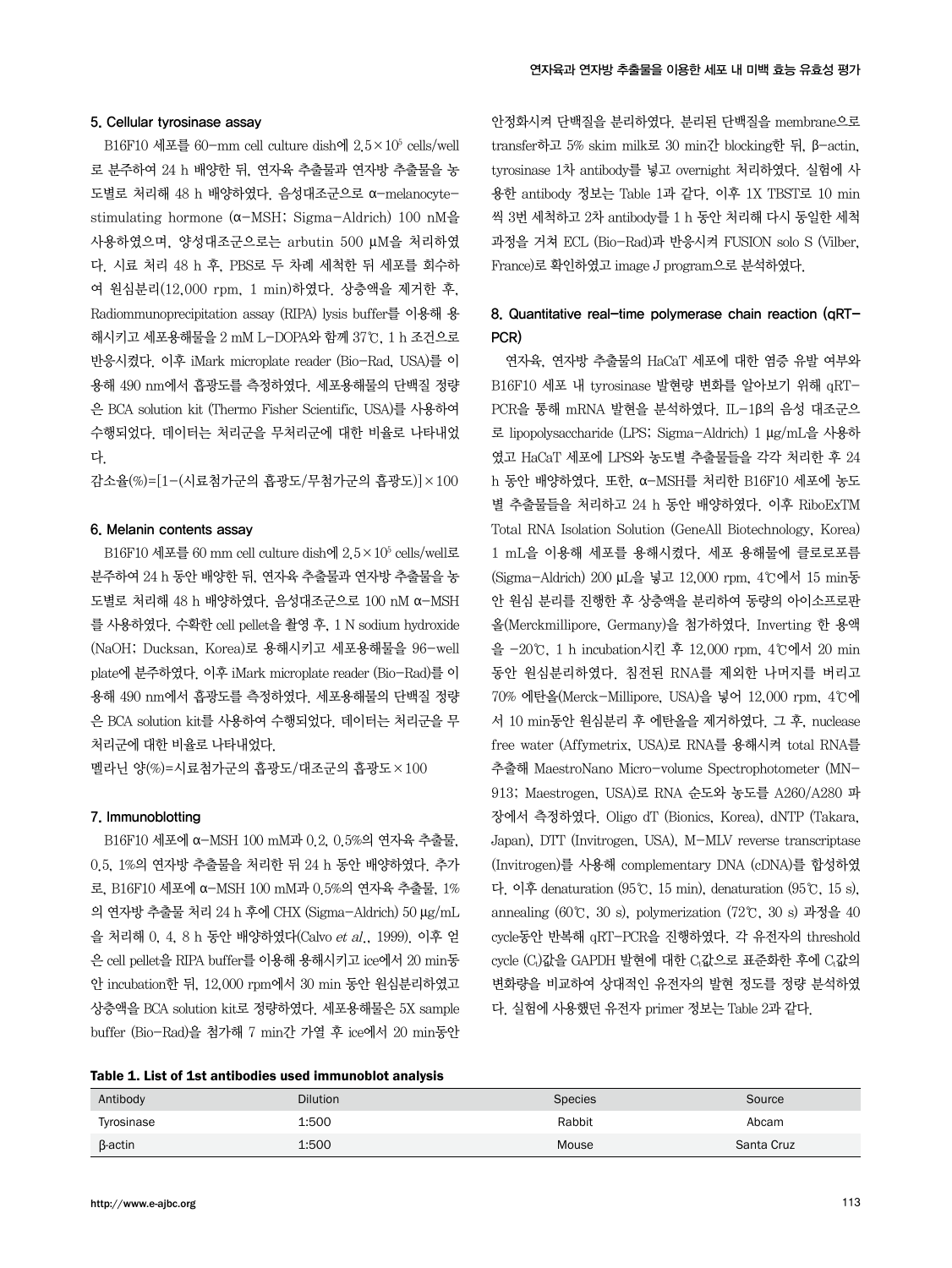### 5. Cellular tyrosinase assay

B16F10 세포를 60-mm cell culture dish에 $2.5 \times 10^5$ cells/well로 분주하여 24 h 배양한 뒤, 연자육 추출물과 연자방 추출물을 농도별로 처리해 48 h 배양하였다. 음성대조군으로 α-melanocyte-stimulating hormone (α-MSH; Sigma-Aldrich) 100 nM을 사용하였으며, 양성대조군으로는 arbutin 500 μM을 처리하였다. 시료 처리 48 h 후, PBS로 두 차례 세척한 뒤 세포를 회수하여 원심분리(12,000 rpm, 1 min)하였다. 상층액을 제거한 후, Radiommunoprecipitation assay (RIPA) lysis buffer를 이용해 용해시키고 세포용해물을 2 mM L-DOPA와 함께 37℃, 1 h 조건으로 반응시켰다. 이후 iMark microplate reader (Bio-Rad, USA)를 이용해 490 nm에서 흡광도를 측정하였다. 세포용해물의 단백질 정량은 BCA solution kit (Thermo Fisher Scientific, USA)를 사용하여 수행되었다. 데이터는 처리군을 무처리군에 대한 비율로 나타내었다.

감소율(%)=[1-(시료첨가군의 흡광도/무첨가군의 흡광도)]×100

### 6. Melanin contents assay

B16F10 세포를 60 mm cell culture dish에 $2.5 \times 10^5$ cells/well로 분주하여 24 h 동안 배양한 뒤, 연자육 추출물과 연자방 추출물을 농도별로 처리해 48 h 배양하였다. 음성대조군으로 100 nM α-MSH를 사용하였다. 수확한 cell pellet을 촬영 후, 1 N sodium hydroxide (NaOH; Ducksan, Korea)로 용해시키고 세포용해물을 96-well plate에 분주하였다. 이후 iMark microplate reader (Bio-Rad)를 이용해 490 nm에서 흡광도를 측정하였다. 세포용해물의 단백질 정량은 BCA solution kit를 사용하여 수행되었다. 데이터는 처리군을 무처리군에 대한 비율로 나타내었다.

멜라닌 양(%)=시료첨가군의 흡광도/대조군의 흡광도×100

### 7. Immunoblotting

B16F10 세포에 α-MSH 100 mM과 0.2, 0.5%의 연자육 추출물, 0.5, 1%의 연자방 추출물을 처리한 뒤 24 h 동안 배양하였다. 추가로, B16F10 세포에 α-MSH 100 mM과 0.5%의 연자육 추출물, 1%의 연자방 추출물 처리 24 h 후에 CHX (Sigma-Aldrich) 50 μg/mL을 처리해 0, 4, 8 h 동안 배양하였다(Calvo *et al*., 1999). 이후 얻은 cell pellet을 RIPA buffer를 이용해 용해시키고 ice에서 20 min동안 incubation한 뒤, 12,000 rpm에서 30 min 동안 원심분리하였고 상층액을 BCA solution kit로 정량하였다. 세포용해물은 5X sample buffer (Bio-Rad)을 첨가해 7 min간 가열 후 ice에서 20 min동안 안정화시켜 단백질을 분리하였다. 분리된 단백질을 membrane으로 transfer하고 5% skim milk로 30 min간 blocking한 뒤, β-actin, tyrosinase 1차 antibody를 넣고 overnight 처리하였다. 실험에 사용한 antibody 정보는 Table 1과 같다. 이후 1X TBST로 10 min씩 3번 세척하고 2차 antibody를 1 h 동안 처리해 다시 동일한 세척 과정을 거쳐 ECL (Bio-Rad)과 반응시켜 FUSION solo S (Vilber, France)로 확인하였고 image J program으로 분석하였다.

### 8. Quantitative real-time polymerase chain reaction (qRT-PCR)

연자육, 연자방 추출물의 HaCaT 세포에 대한 염증 유발 여부와 B16F10 세포 내 tyrosinase 발현량 변화를 알아보기 위해 qRT-PCR을 통해 mRNA 발현을 분석하였다. IL-1β의 음성 대조군으로 lipopolysaccharide (LPS; Sigma-Aldrich) 1 μg/mL을 사용하였고 HaCaT 세포에 LPS와 농도별 추출물들을 각각 처리한 후 24 h 동안 배양하였다. 또한, α-MSH를 처리한 B16F10 세포에 농도별 추출물들을 처리하고 24 h 동안 배양하였다. 이후 RiboExTM Total RNA Isolation Solution (GeneAll Biotechnology, Korea) 1 mL을 이용해 세포를 용해시켰다. 세포 용해물에 클로로포름(Sigma-Aldrich) 200 μL을 넣고 12,000 rpm, 4℃에서 15 min동안 원심 분리를 진행한 후 상층액을 분리하여 동량의 아이소프로판올(Merckmillipore, Germany)을 첨가하였다. Inverting 한 용액을 -20℃, 1 h incubation시킨 후 12,000 rpm, 4℃에서 20 min 동안 원심분리하였다. 침전된 RNA를 제외한 나머지를 버리고 70% 에탄올(Merck-Millipore, USA)을 넣어 12,000 rpm, 4℃에서 10 min동안 원심분리 후 에탄올을 제거하였다. 그 후, nuclease free water (Affymetrix, USA)로 RNA를 용해시켜 total RNA를 추출해 MaestroNano Micro-volume Spectrophotometer (MN-913; Maestrogen, USA)로 RNA 순도와 농도를 A260/A280 파장에서 측정하였다. Oligo dT (Bionics, Korea), dNTP (Takara, Japan), DTT (Invitrogen, USA), M-MLV reverse transcriptase (Invitrogen)를 사용해 complementary DNA (cDNA)를 합성하였다. 이후 denaturation (95℃, 15 min), denaturation (95℃, 15 s), annealing (60℃, 30 s), polymerization (72℃, 30 s) 과정을 40 cycle동안 반복해 qRT-PCR을 진행하였다. 각 유전자의 threshold cycle ($C_t$)값을 GAPDH 발현에 대한 $C_t$값으로 표준화한 후에 $C_t$값의 변화량을 비교하여 상대적인 유전자의 발현 정도를 정량 분석하였다. 실험에 사용했던 유전자 primer 정보는 Table 2과 같다.

**Table 1. List of 1st antibodies used immunoblot analysis**

| Antibody | Dilution | Species | Source |
|---|---|---|---|
| Tyrosinase | 1:500 | Rabbit | Abcam |
| β-actin | 1:500 | Mouse | Santa Cruz |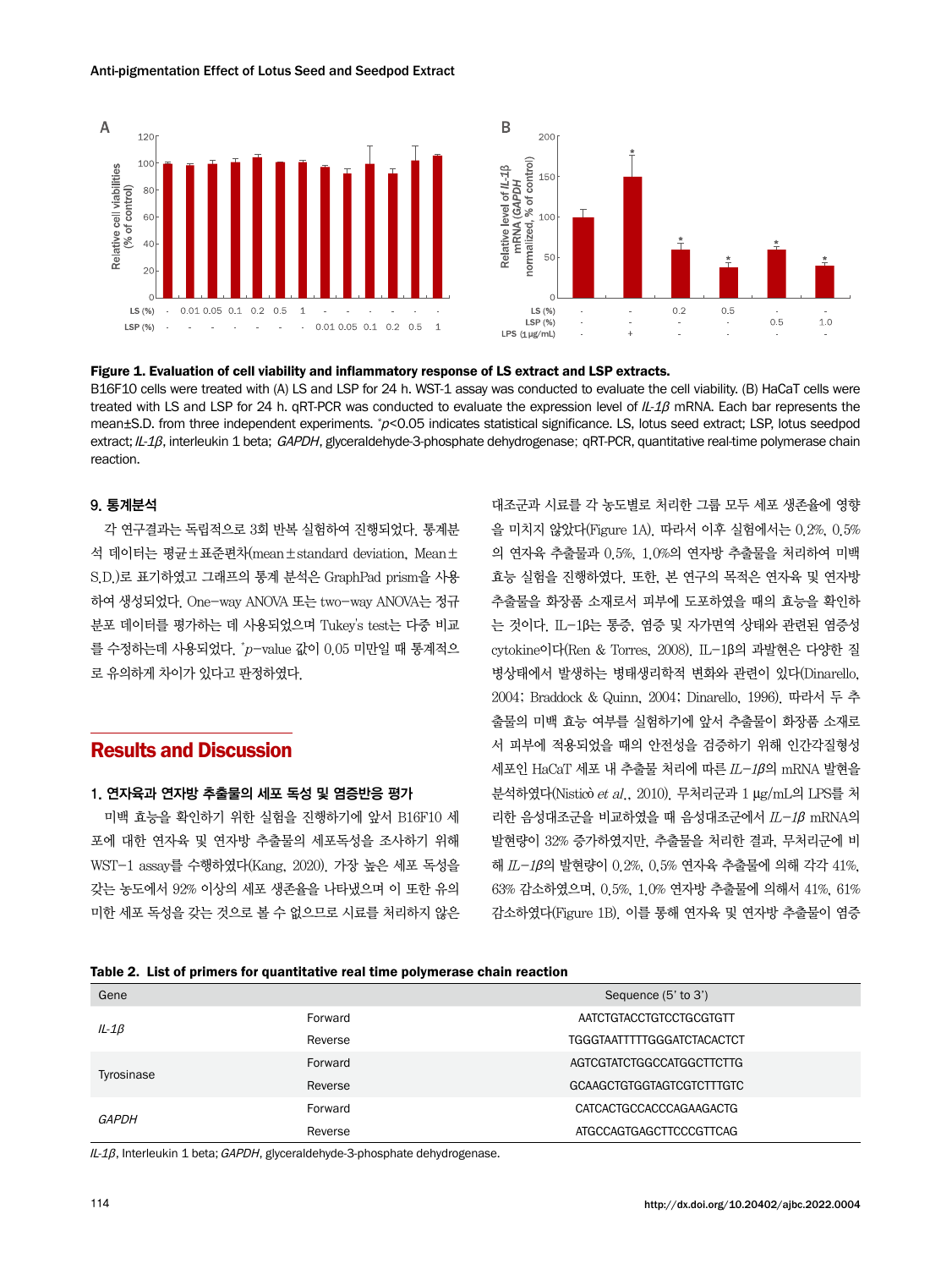**Figure 1. Evaluation of cell viability and inflammatory response of LS extract and LSP extracts.**
B16F10 cells were treated with (A) LS and LSP for 24 h. WST-1 assay was conducted to evaluate the cell viability. (B) HaCaT cells were treated with LS and LSP for 24 h. qRT-PCR was conducted to evaluate the expression level of *IL-1β* mRNA. Each bar represents the mean±S.D. from three independent experiments. $^*p<0.05$ indicates statistical significance. LS, lotus seed extract; LSP, lotus seedpod extract; *IL-1β*, interleukin 1 beta; *GAPDH*, glyceraldehyde-3-phosphate dehydrogenase; qRT-PCR, quantitative real-time polymerase chain reaction.

### 9. 통계분석

각 연구결과는 독립적으로 3회 반복 실험하여 진행되었다. 통계분석 데이터는 평균±표준편차(mean±standard deviation, Mean±S.D.)로 표기하였고 그래프의 통계 분석은 GraphPad prism을 사용하여 생성되었다. One-way ANOVA 또는 two-way ANOVA는 정규 분포 데이터를 평가하는 데 사용되었으며 Tukey's test는 다중 비교를 수정하는데 사용되었다. $^*p$-value 값이 0.05 미만일 때 통계적으로 유의하게 차이가 있다고 판정하였다.

## Results and Discussion

### 1. 연자육과 연자방 추출물의 세포 독성 및 염증반응 평가

미백 효능을 확인하기 위한 실험을 진행하기에 앞서 B16F10 세포에 대한 연자육 및 연자방 추출물의 세포독성을 조사하기 위해 WST-1 assay를 수행하였다(Kang, 2020). 가장 높은 세포 독성을 갖는 농도에서 92% 이상의 세포 생존율을 나타냈으며 이 또한 유의미한 세포 독성을 갖는 것으로 볼 수 없으므로 시료를 처리하지 않은 대조군과 시료를 각 농도별로 처리한 그룹 모두 세포 생존율에 영향을 미치지 않았다(Figure 1A). 따라서 이후 실험에서는 0.2%, 0.5%의 연자육 추출물과 0.5%, 1.0%의 연자방 추출물을 처리하여 미백 효능 실험을 진행하였다. 또한, 본 연구의 목적은 연자육 및 연자방 추출물을 화장품 소재로서 피부에 도포하였을 때의 효능을 확인하는 것이다. IL-1β는 통증, 염증 및 자가면역 상태와 관련된 염증성 cytokine이다(Ren & Torres, 2008). IL-1β의 과발현은 다양한 질병상태에서 발생하는 병태생리학적 변화와 관련이 있다(Dinarello, 2004; Braddock & Quinn, 2004; Dinarello, 1996). 따라서 두 추출물의 미백 효능 여부를 실험하기에 앞서 추출물이 화장품 소재로서 피부에 적용되었을 때의 안전성을 검증하기 위해 인간각질형성세포인 HaCaT 세포 내 추출물 처리에 따른 *IL-1β*의 mRNA 발현을 분석하였다(Nisticò *et al.*, 2010). 무처리군과 1 μg/mL의 LPS를 처리한 음성대조군을 비교하였을 때 음성대조군에서 *IL-1β* mRNA의 발현량이 32% 증가하였지만, 추출물을 처리한 결과, 무처리군에 비해 *IL-1β*의 발현량이 0.2%, 0.5% 연자육 추출물에 의해 각각 41%, 63% 감소하였으며, 0.5%, 1.0% 연자방 추출물에 의해서 41%, 61% 감소하였다(Figure 1B). 이를 통해 연자육 및 연자방 추출물이 염증

**Table 2. List of primers for quantitative real time polymerase chain reaction**

| Gene | | Sequence (5' to 3') |
|---|---|---|
| *IL-1β* | Forward | AATCTGTACCTGTCCTGCGTGTT |
| | Reverse | TGGGTAATTTTTGGGATCTACACTCT |
| Tyrosinase | Forward | AGTCGTATCTGGCCATGGCTTCTTG |
| | Reverse | GCAAGCTGTGGTAGTCGTCTTTGTC |
| *GAPDH* | Forward | CATCACTGCCACCCAGAAGACTG |
| | Reverse | ATGCCAGTGAGCTTCCCGTTCAG |

*IL-1β*, Interleukin 1 beta; *GAPDH*, glyceraldehyde-3-phosphate dehydrogenase.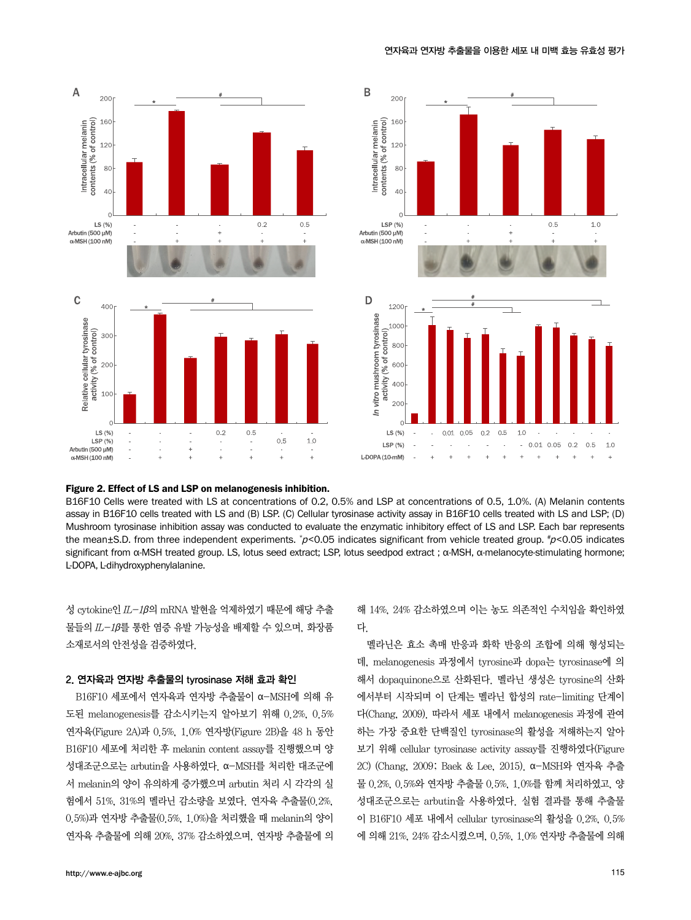**Figure 2. Effect of LS and LSP on melanogenesis inhibition.**

B16F10 Cells were treated with LS at concentrations of 0.2, 0.5% and LSP at concentrations of 0.5, 1.0%. (A) Melanin contents assay in B16F10 cells treated with LS and (B) LSP. (C) Cellular tyrosinase activity assay in B16F10 cells treated with LS and LSP; (D) Mushroom tyrosinase inhibition assay was conducted to evaluate the enzymatic inhibitory effect of LS and LSP. Each bar represents the mean±S.D. from three independent experiments. *$p$<0.05 indicates significant from vehicle treated group. #$p$<0.05 indicates significant from α-MSH treated group. LS, lotus seed extract; LSP, lotus seedpod extract ; α-MSH, α-melanocyte-stimulating hormone; L-DOPA, L-dihydroxyphenylalanine.

성 cytokine인 *IL−1β*의 mRNA 발현을 억제하였기 때문에 해당 추출물들의 *IL−1β*를 통한 염증 유발 가능성을 배제할 수 있으며, 화장품 소재로서의 안전성을 검증하였다.

## 2. 연자육과 연자방 추출물의 tyrosinase 저해 효과 확인

B16F10 세포에서 연자육과 연자방 추출물이 α−MSH에 의해 유도된 melanogenesis를 감소시키는지 알아보기 위해 0.2%, 0.5% 연자육(Figure 2A)과 0.5%, 1.0% 연자방(Figure 2B)을 48 h 동안 B16F10 세포에 처리한 후 melanin content assay를 진행했으며 양성대조군으로는 arbutin을 사용하였다. α−MSH를 처리한 대조군에서 melanin의 양이 유의하게 증가했으며 arbutin 처리 시 각각의 실험에서 51%, 31%의 멜라닌 감소량을 보였다. 연자육 추출물(0.2%, 0.5%)과 연자방 추출물(0.5%, 1.0%)을 처리했을 때 melanin의 양이 연자육 추출물에 의해 20%, 37% 감소하였으며, 연자방 추출물에 의해 14%, 24% 감소하였으며 이는 농도 의존적인 수치임을 확인하였다.

멜라닌은 효소 촉매 반응과 화학 반응의 조합에 의해 형성되는데, melanogenesis 과정에서 tyrosine과 dopa는 tyrosinase에 의해서 dopaquinone으로 산화된다. 멜라닌 생성은 tyrosine의 산화에서부터 시작되며 이 단계는 멜라닌 합성의 rate−limiting 단계이다(Chang, 2009). 따라서 세포 내에서 melanogenesis 과정에 관여하는 가장 중요한 단백질인 tyrosinase의 활성을 저해하는지 알아보기 위해 cellular tyrosinase activity assay를 진행하였다(Figure 2C) (Chang, 2009; Baek & Lee, 2015). α−MSH와 연자육 추출물 0.2%, 0.5%와 연자방 추출물 0.5%, 1.0%를 함께 처리하였고, 양성대조군으로는 arbutin을 사용하였다. 실험 결과를 통해 추출물이 B16F10 세포 내에서 cellular tyrosinase의 활성을 0.2%, 0.5%에 의해 21%, 24% 감소시켰으며, 0.5%, 1.0% 연자방 추출물에 의해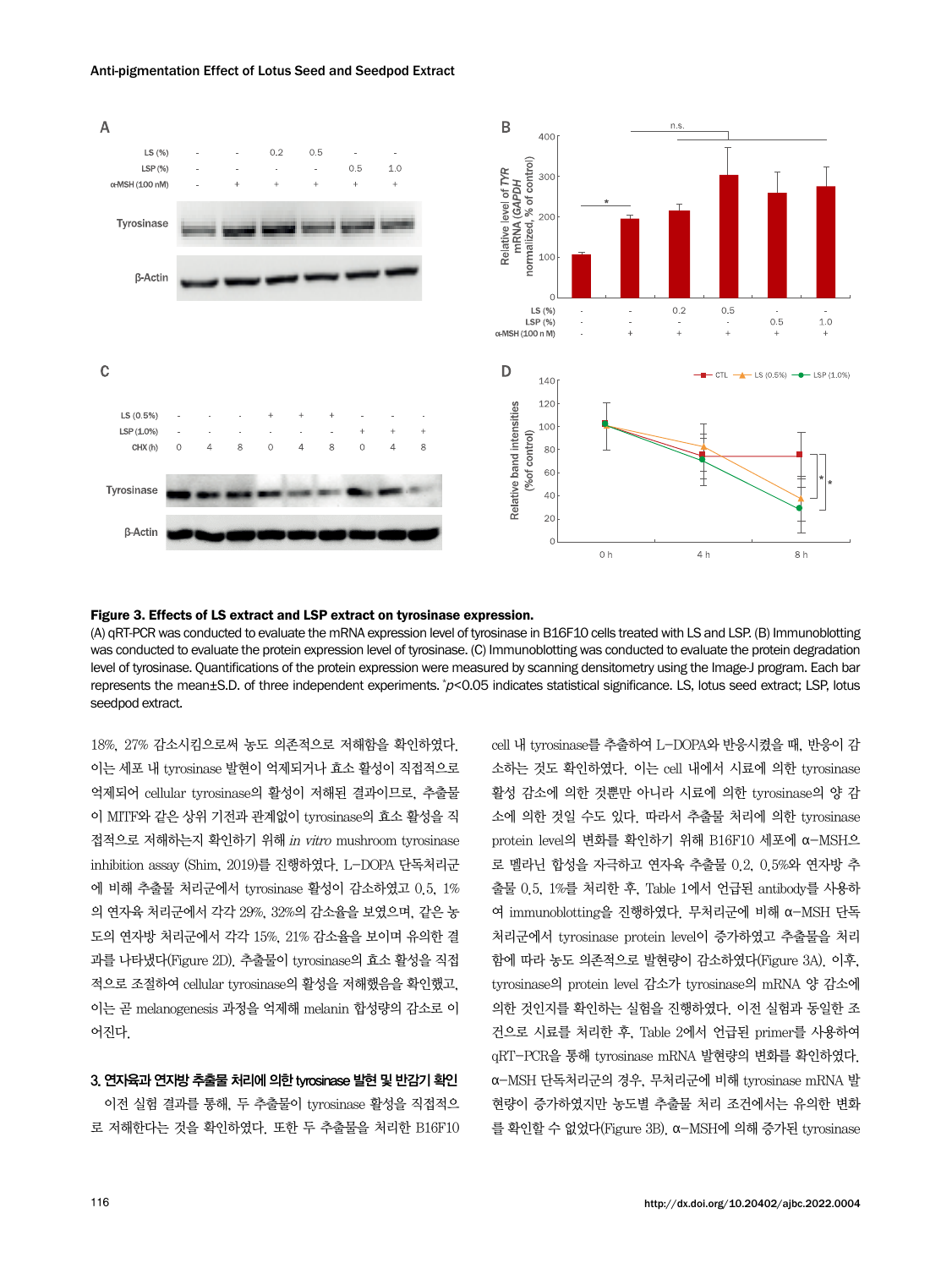**Figure 3. Effects of LS extract and LSP extract on tyrosinase expression.**

(A) qRT-PCR was conducted to evaluate the mRNA expression level of tyrosinase in B16F10 cells treated with LS and LSP. (B) Immunoblotting was conducted to evaluate the protein expression level of tyrosinase. (C) Immunoblotting was conducted to evaluate the protein degradation level of tyrosinase. Quantifications of the protein expression were measured by scanning densitometry using the Image-J program. Each bar represents the mean±S.D. of three independent experiments. $^{*}p<0.05$ indicates statistical significance. LS, lotus seed extract; LSP, lotus seedpod extract.

18%, 27% 감소시킴으로써 농도 의존적으로 저해함을 확인하였다. 이는 세포 내 tyrosinase 발현이 억제되거나 효소 활성이 직접적으로 억제되어 cellular tyrosinase의 활성이 저해된 결과이므로, 추출물이 MITF와 같은 상위 기전과 관계없이 tyrosinase의 효소 활성을 직접적으로 저해하는지 확인하기 위해 *in vitro* mushroom tyrosinase inhibition assay (Shim, 2019)를 진행하였다. L-DOPA 단독처리군에 비해 추출물 처리군에서 tyrosinase 활성이 감소하였고 0.5, 1%의 연자육 처리군에서 각각 29%, 32%의 감소율을 보였으며, 같은 농도의 연자방 처리군에서 각각 15%, 21% 감소율을 보이며 유의한 결과를 나타냈다(Figure 2D). 추출물이 tyrosinase의 효소 활성을 직접적으로 조절하여 cellular tyrosinase의 활성을 저해했음을 확인했고, 이는 곧 melanogenesis 과정을 억제해 melanin 합성량의 감소로 이어진다.

### 3. 연자육과 연자방 추출물 처리에 의한 tyrosinase 발현 및 반감기 확인

이전 실험 결과를 통해, 두 추출물이 tyrosinase 활성을 직접적으로 저해한다는 것을 확인하였다. 또한 두 추출물을 처리한 B16F10 cell 내 tyrosinase를 추출하여 L-DOPA와 반응시켰을 때, 반응이 감소하는 것도 확인하였다. 이는 cell 내에서 시료에 의한 tyrosinase 활성 감소에 의한 것뿐만 아니라 시료에 의한 tyrosinase의 양 감소에 의한 것일 수도 있다. 따라서 추출물 처리에 의한 tyrosinase protein level의 변화를 확인하기 위해 B16F10 세포에 α-MSH으로 멜라닌 합성을 자극하고 연자육 추출물 0.2, 0.5%와 연자방 추출물 0.5, 1%를 처리한 후, Table 1에서 언급된 antibody를 사용하여 immunoblotting을 진행하였다. 무처리군에 비해 α-MSH 단독처리군에서 tyrosinase protein level이 증가하였고 추출물을 처리함에 따라 농도 의존적으로 발현량이 감소하였다(Figure 3A). 이후, tyrosinase의 protein level 감소가 tyrosinase의 mRNA 양 감소에 의한 것인지를 확인하는 실험을 진행하였다. 이전 실험과 동일한 조건으로 시료를 처리한 후, Table 2에서 언급된 primer를 사용하여 qRT-PCR을 통해 tyrosinase mRNA 발현량의 변화를 확인하였다. α-MSH 단독처리군의 경우, 무처리군에 비해 tyrosinase mRNA 발현량이 증가하였지만 농도별 추출물 처리 조건에서는 유의한 변화를 확인할 수 없었다(Figure 3B). α-MSH에 의해 증가된 tyrosinase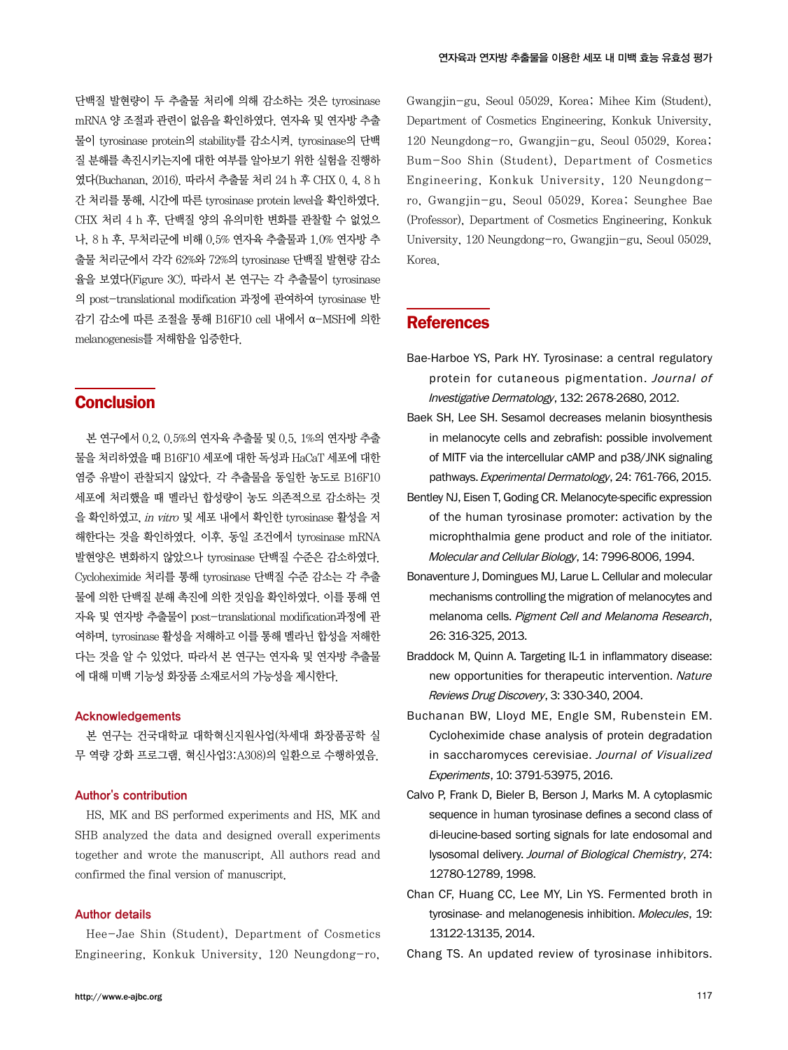단백질 발현량이 두 추출물 처리에 의해 감소하는 것은 tyrosinase mRNA 양 조절과 관련이 없음을 확인하였다. 연자육 및 연자방 추출물이 tyrosinase protein의 stability를 감소시켜, tyrosinase의 단백질 분해를 촉진시키는지에 대한 여부를 알아보기 위한 실험을 진행하였다(Buchanan, 2016). 따라서 추출물 처리 24 h 후 CHX 0, 4, 8 h간 처리를 통해, 시간에 따른 tyrosinase protein level을 확인하였다. CHX 처리 4 h 후, 단백질 양의 유의미한 변화를 관찰할 수 없었으나, 8 h 후, 무처리군에 비해 0.5% 연자육 추출물과 1.0% 연자방 추출물 처리군에서 각각 62%와 72%의 tyrosinase 단백질 발현량 감소율을 보였다(Figure 3C). 따라서 본 연구는 각 추출물이 tyrosinase의 post-translational modification 과정에 관여하여 tyrosinase 반감기 감소에 따른 조절을 통해 B16F10 cell 내에서 α-MSH에 의한 melanogenesis를 저해함을 입증한다.

## Conclusion

본 연구에서 0.2, 0.5%의 연자육 추출물 및 0.5, 1%의 연자방 추출물을 처리하였을 때 B16F10 세포에 대한 독성과 HaCaT 세포에 대한 염증 유발이 관찰되지 않았다. 각 추출물을 동일한 농도로 B16F10 세포에 처리했을 때 멜라닌 합성량이 농도 의존적으로 감소하는 것을 확인하였고, *in vitro* 및 세포 내에서 확인한 tyrosinase 활성을 저해한다는 것을 확인하였다. 이후, 동일 조건에서 tyrosinase mRNA 발현양은 변화하지 않았으나 tyrosinase 단백질 수준은 감소하였다. Cycloheximide 처리를 통해 tyrosinase 단백질 수준 감소는 각 추출물에 의한 단백질 분해 촉진에 의한 것임을 확인하였다. 이를 통해 연자육 및 연자방 추출물이 post-translational modification과정에 관여하며, tyrosinase 활성을 저해하고 이를 통해 멜라닌 합성을 저해한다는 것을 알 수 있었다. 따라서 본 연구는 연자육 및 연자방 추출물에 대해 미백 기능성 화장품 소재로서의 가능성을 제시한다.

### Acknowledgements

본 연구는 건국대학교 대학혁신지원사업(차세대 화장품공학 실무 역량 강화 프로그램, 혁신사업3:A308)의 일환으로 수행하였음.

### Author's contribution

HS, MK and BS performed experiments and HS, MK and SHB analyzed the data and designed overall experiments together and wrote the manuscript. All authors read and confirmed the final version of manuscript.

### Author details

Hee-Jae Shin (Student), Department of Cosmetics Engineering, Konkuk University, 120 Neungdong-ro, Gwangjin-gu, Seoul 05029, Korea; Mihee Kim (Student), Department of Cosmetics Engineering, Konkuk University, 120 Neungdong-ro, Gwangjin-gu, Seoul 05029, Korea; Bum-Soo Shin (Student), Department of Cosmetics Engineering, Konkuk University, 120 Neungdong-ro, Gwangjin-gu, Seoul 05029, Korea; Seunghee Bae (Professor), Department of Cosmetics Engineering, Konkuk University, 120 Neungdong-ro, Gwangjin-gu, Seoul 05029, Korea.

## References

Bae-Harboe YS, Park HY. Tyrosinase: a central regulatory protein for cutaneous pigmentation. *Journal of Investigative Dermatology*, 132: 2678-2680, 2012.

Baek SH, Lee SH. Sesamol decreases melanin biosynthesis in melanocyte cells and zebrafish: possible involvement of MITF via the intercellular cAMP and p38/JNK signaling pathways. *Experimental Dermatology*, 24: 761-766, 2015.

Bentley NJ, Eisen T, Goding CR. Melanocyte-specific expression of the human tyrosinase promoter: activation by the microphthalmia gene product and role of the initiator. *Molecular and Cellular Biology*, 14: 7996-8006, 1994.

Bonaventure J, Domingues MJ, Larue L. Cellular and molecular mechanisms controlling the migration of melanocytes and melanoma cells. *Pigment Cell and Melanoma Research*, 26: 316-325, 2013.

Braddock M, Quinn A. Targeting IL-1 in inflammatory disease: new opportunities for therapeutic intervention. *Nature Reviews Drug Discovery*, 3: 330-340, 2004.

Buchanan BW, Lloyd ME, Engle SM, Rubenstein EM. Cycloheximide chase analysis of protein degradation in saccharomyces cerevisiae. *Journal of Visualized Experiments*, 10: 3791-53975, 2016.

Calvo P, Frank D, Bieler B, Berson J, Marks M. A cytoplasmic sequence in human tyrosinase defines a second class of di-leucine-based sorting signals for late endosomal and lysosomal delivery. *Journal of Biological Chemistry*, 274: 12780-12789, 1998.

Chan CF, Huang CC, Lee MY, Lin YS. Fermented broth in tyrosinase- and melanogenesis inhibition. *Molecules*, 19: 13122-13135, 2014.

Chang TS. An updated review of tyrosinase inhibitors.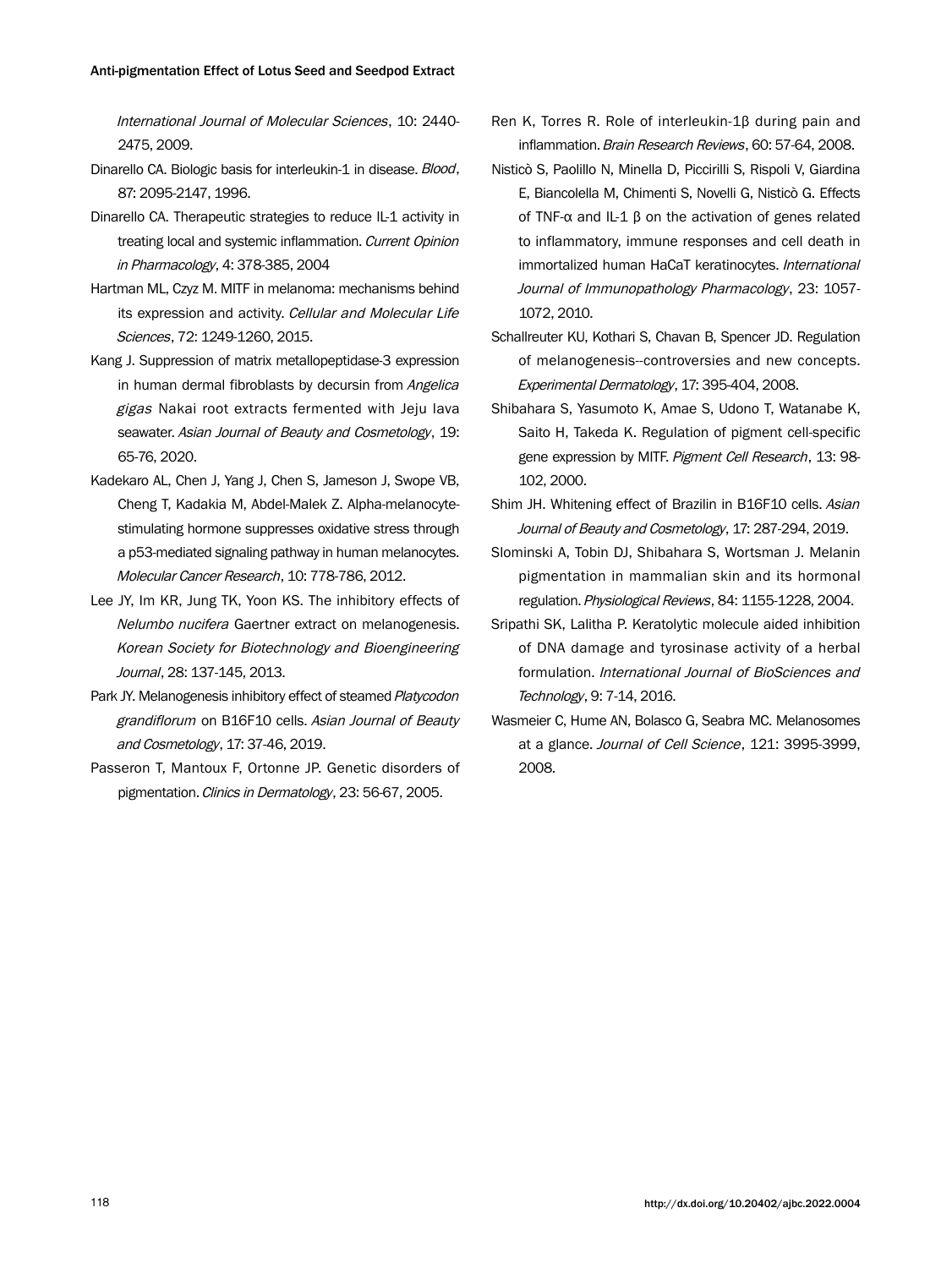*International Journal of Molecular Sciences*, 10: 2440-2475, 2009.

Dinarello CA. Biologic basis for interleukin-1 in disease. *Blood*, 87: 2095-2147, 1996.

Dinarello CA. Therapeutic strategies to reduce IL-1 activity in treating local and systemic inflammation. *Current Opinion in Pharmacology*, 4: 378-385, 2004

Hartman ML, Czyz M. MITF in melanoma: mechanisms behind its expression and activity. *Cellular and Molecular Life Sciences*, 72: 1249-1260, 2015.

Kang J. Suppression of matrix metallopeptidase-3 expression in human dermal fibroblasts by decursin from *Angelica gigas* Nakai root extracts fermented with Jeju lava seawater. *Asian Journal of Beauty and Cosmetology*, 19: 65-76, 2020.

Kadekaro AL, Chen J, Yang J, Chen S, Jameson J, Swope VB, Cheng T, Kadakia M, Abdel-Malek Z. Alpha-melanocyte-stimulating hormone suppresses oxidative stress through a p53-mediated signaling pathway in human melanocytes. *Molecular Cancer Research*, 10: 778-786, 2012.

Lee JY, Im KR, Jung TK, Yoon KS. The inhibitory effects of *Nelumbo nucifera* Gaertner extract on melanogenesis. *Korean Society for Biotechnology and Bioengineering Journal*, 28: 137-145, 2013.

Park JY. Melanogenesis inhibitory effect of steamed *Platycodon grandiflorum* on B16F10 cells. *Asian Journal of Beauty and Cosmetology*, 17: 37-46, 2019.

Passeron T, Mantoux F, Ortonne JP. Genetic disorders of pigmentation. *Clinics in Dermatology*, 23: 56-67, 2005.

Ren K, Torres R. Role of interleukin-1β during pain and inflammation. *Brain Research Reviews*, 60: 57-64, 2008.

Nisticò S, Paolillo N, Minella D, Piccirilli S, Rispoli V, Giardina E, Biancolella M, Chimenti S, Novelli G, Nisticò G. Effects of TNF-α and IL-1 β on the activation of genes related to inflammatory, immune responses and cell death in immortalized human HaCaT keratinocytes. *International Journal of Immunopathology Pharmacology*, 23: 1057-1072, 2010.

Schallreuter KU, Kothari S, Chavan B, Spencer JD. Regulation of melanogenesis--controversies and new concepts. *Experimental Dermatology*, 17: 395-404, 2008.

Shibahara S, Yasumoto K, Amae S, Udono T, Watanabe K, Saito H, Takeda K. Regulation of pigment cell-specific gene expression by MITF. *Pigment Cell Research*, 13: 98-102, 2000.

Shim JH. Whitening effect of Brazilin in B16F10 cells. *Asian Journal of Beauty and Cosmetology*, 17: 287-294, 2019.

Slominski A, Tobin DJ, Shibahara S, Wortsman J. Melanin pigmentation in mammalian skin and its hormonal regulation. *Physiological Reviews*, 84: 1155-1228, 2004.

Sripathi SK, Lalitha P. Keratolytic molecule aided inhibition of DNA damage and tyrosinase activity of a herbal formulation. *International Journal of BioSciences and Technology*, 9: 7-14, 2016.

Wasmeier C, Hume AN, Bolasco G, Seabra MC. Melanosomes at a glance. *Journal of Cell Science*, 121: 3995-3999, 2008.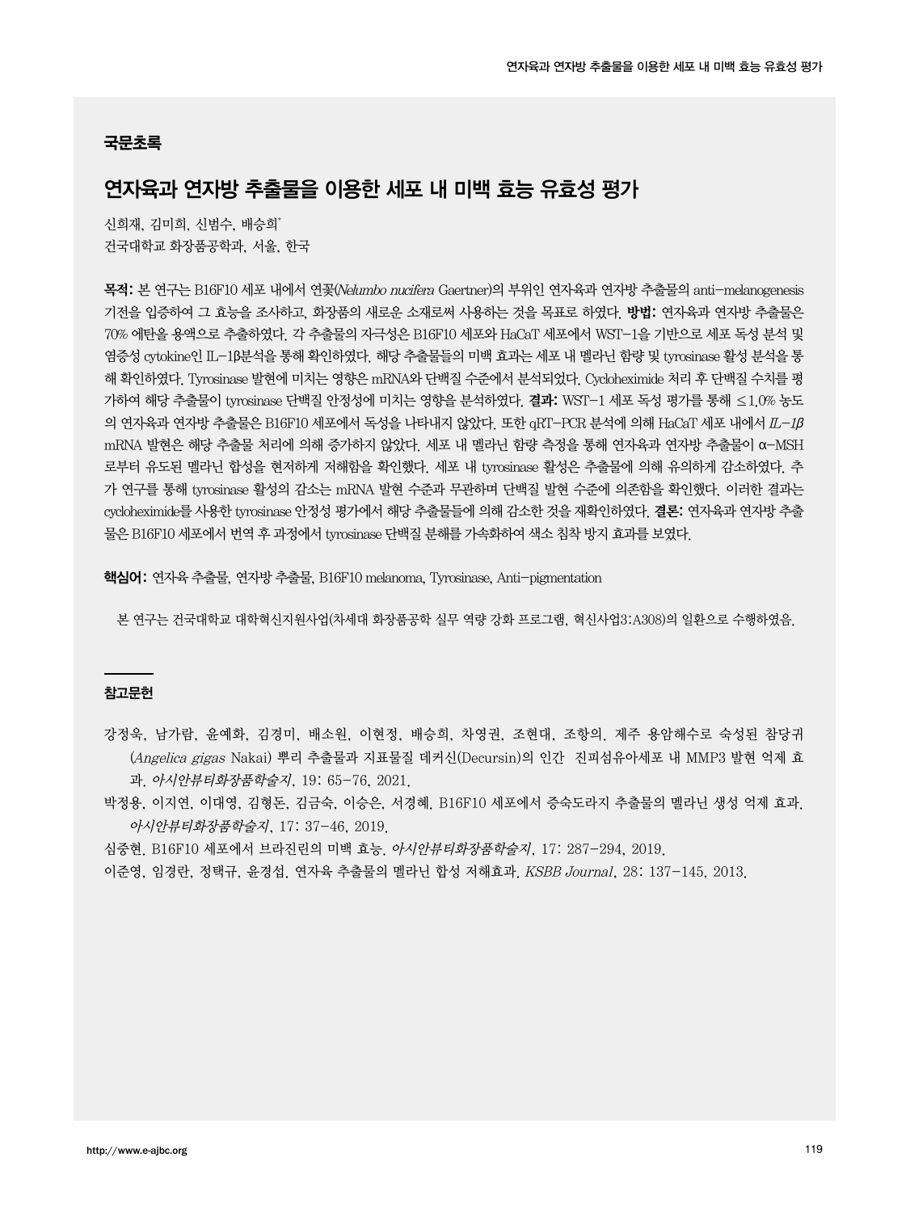## 국문초록

# 연자육과 연자방 추출물을 이용한 세포 내 미백 효능 유효성 평가

신희재, 김미희, 신범수, 배승희*

건국대학교 화장품공학과, 서울, 한국

**목적:** 본 연구는 B16F10 세포 내에서 연꽃(*Nelumbo nucifera* Gaertner)의 부위인 연자육과 연자방 추출물의 anti-melanogenesis 기전을 입증하여 그 효능을 조사하고, 화장품의 새로운 소재로써 사용하는 것을 목표로 하였다. **방법:** 연자육과 연자방 추출물은 70% 에탄올 용액으로 추출하였다. 각 추출물의 자극성은 B16F10 세포와 HaCaT 세포에서 WST-1을 기반으로 세포 독성 분석 및 염증성 cytokine인 IL-1β분석을 통해 확인하였다. 해당 추출물들의 미백 효과는 세포 내 멜라닌 함량 및 tyrosinase 활성 분석을 통해 확인하였다. Tyrosinase 발현에 미치는 영향은 mRNA와 단백질 수준에서 분석되었다. Cycloheximide 처리 후 단백질 수치를 평가하여 해당 추출물이 tyrosinase 단백질 안정성에 미치는 영향을 분석하였다. **결과:** WST-1 세포 독성 평가를 통해 ≤1.0% 농도의 연자육과 연자방 추출물은 B16F10 세포에서 독성을 나타내지 않았다. 또한 qRT-PCR 분석에 의해 HaCaT 세포 내에서 *IL-1β* mRNA 발현은 해당 추출물 처리에 의해 증가하지 않았다. 세포 내 멜라닌 함량 측정을 통해 연자육과 연자방 추출물이 α-MSH로부터 유도된 멜라닌 합성을 현저하게 저해함을 확인했다. 세포 내 tyrosinase 활성은 추출물에 의해 유의하게 감소하였다. 추가 연구를 통해 tyrosinase 활성의 감소는 mRNA 발현 수준과 무관하며 단백질 발현 수준에 의존함을 확인했다. 이러한 결과는 cycloheximide를 사용한 tyrosinase 안정성 평가에서 해당 추출물들에 의해 감소한 것을 재확인하였다. **결론:** 연자육과 연자방 추출물은 B16F10 세포에서 번역 후 과정에서 tyrosinase 단백질 분해를 가속화하여 색소 침착 방지 효과를 보였다.

**핵심어:** 연자육 추출물, 연자방 추출물, B16F10 melanoma, Tyrosinase, Anti-pigmentation

본 연구는 건국대학교 대학혁신지원사업(차세대 화장품공학 실무 역량 강화 프로그램, 혁신사업3:A308)의 일환으로 수행하였음.

## 참고문헌

강정욱, 남가람, 윤예화, 김경미, 배소원, 이현정, 배승희, 차영권, 조현대, 조항의. 제주 용암해수로 숙성된 참당귀(*Angelica gigas* Nakai) 뿌리 추출물과 지표물질 데커신(Decursin)의 인간 진피섬유아세포 내 MMP3 발현 억제 효과. *아시안뷰티화장품학술지*, 19: 65-76, 2021.

박정용, 이지연, 이대영, 김형돈, 김금숙, 이승은, 서경혜. B16F10 세포에서 증숙도라지 추출물의 멜라닌 생성 억제 효과. *아시안뷰티화장품학술지*, 17: 37-46, 2019.

심중현. B16F10 세포에서 브라지린의 미백 효능. *아시안뷰티화장품학술지*, 17: 287-294, 2019.

이준영, 임경란, 정택규, 윤경섭. 연자육 추출물의 멜라닌 합성 저해효과. *KSBB Journal*, 28: 137-145, 2013.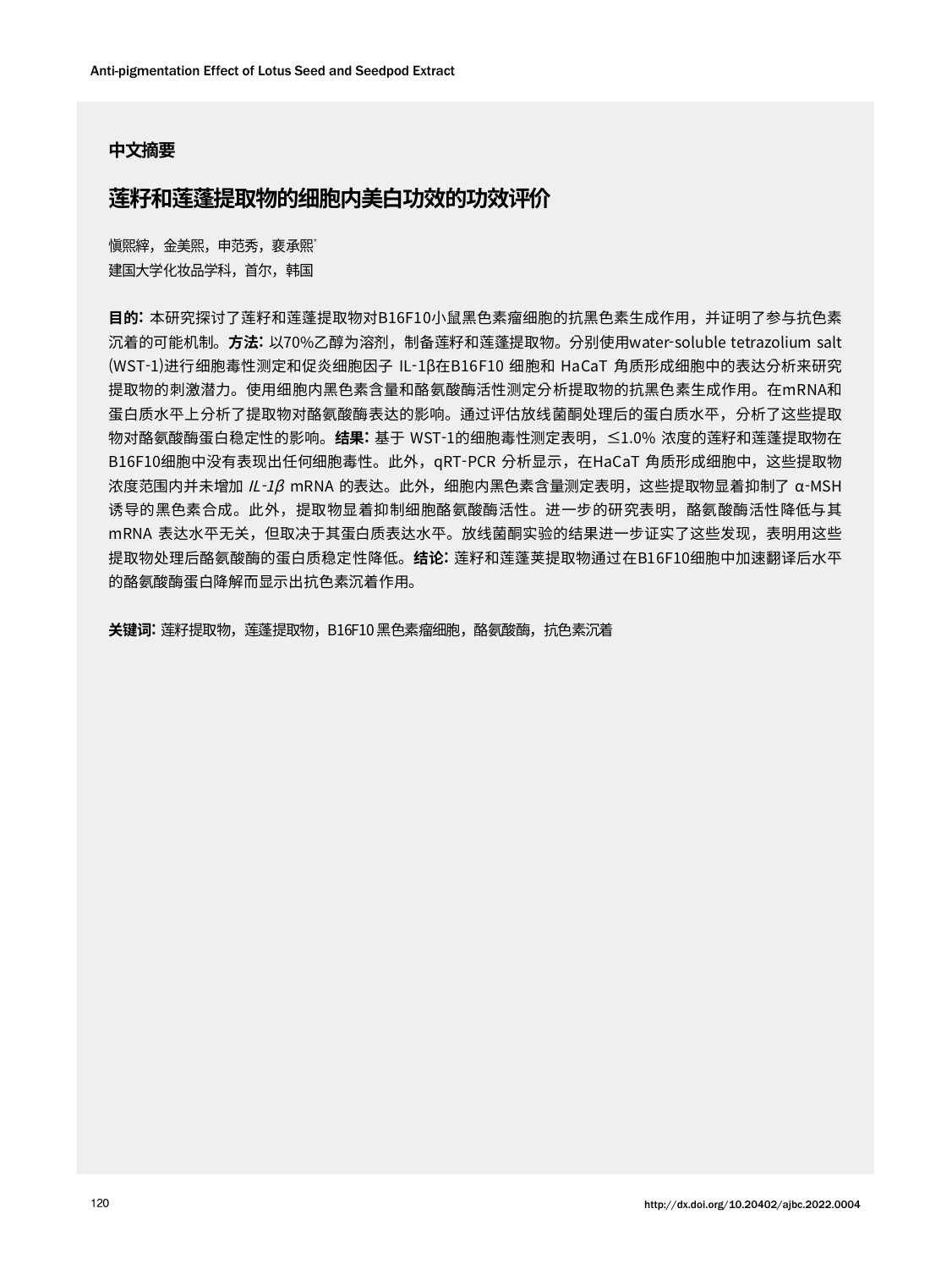## 中文摘要

# 莲籽和莲蓬提取物的细胞内美白功效的功效评价

慎熙綧，金美熙，申范秀，裵承熙[*]
建国大学化妆品学科，首尔，韩国

**目的：** 本研究探讨了莲籽和莲蓬提取物对B16F10小鼠黑色素瘤细胞的抗黑色素生成作用，并证明了参与抗色素沉着的可能机制。**方法：** 以70%乙醇为溶剂，制备莲籽和莲蓬提取物。分别使用water-soluble tetrazolium salt (WST-1)进行细胞毒性测定和促炎细胞因子 IL-1β在B16F10 细胞和 HaCaT 角质形成细胞中的表达分析来研究提取物的刺激潜力。使用细胞内黑色素含量和酪氨酸酶活性测定分析提取物的抗黑色素生成作用。在mRNA和蛋白质水平上分析了提取物对酪氨酸酶表达的影响。通过评估放线菌酮处理后的蛋白质水平，分析了这些提取物对酪氨酸酶蛋白稳定性的影响。**结果：** 基于 WST-1的细胞毒性测定表明，≤1.0% 浓度的莲籽和莲蓬提取物在B16F10细胞中没有表现出任何细胞毒性。此外，qRT-PCR 分析显示，在HaCaT 角质形成细胞中，这些提取物浓度范围内并未增加 *IL-1β* mRNA 的表达。此外，细胞内黑色素含量测定表明，这些提取物显着抑制了 α-MSH 诱导的黑色素合成。此外，提取物显着抑制细胞酪氨酸酶活性。进一步的研究表明，酪氨酸酶活性降低与其 mRNA 表达水平无关，但取决于其蛋白质表达水平。放线菌酮实验的结果进一步证实了这些发现，表明用这些提取物处理后酪氨酸酶的蛋白质稳定性降低。**结论：** 莲籽和莲蓬荚提取物通过在B16F10细胞中加速翻译后水平的酪氨酸酶蛋白降解而显示出抗色素沉着作用。

**关键词：** 莲籽提取物，莲蓬提取物，B16F10 黑色素瘤细胞，酪氨酸酶，抗色素沉着